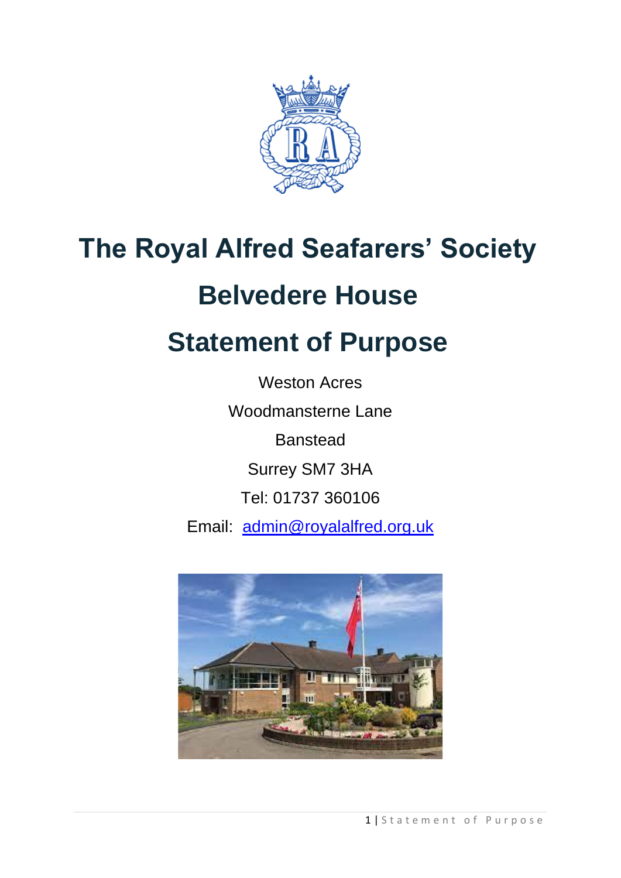# The Royal Alfred Seafarers' Society

# Belvedere House

# Statement of Purpose

Weston Acres

Woodmansterne Lane

Banstead

Surrey SM7 3HA

Tel: 01737 360106

Email: admin@royalalfred.org.uk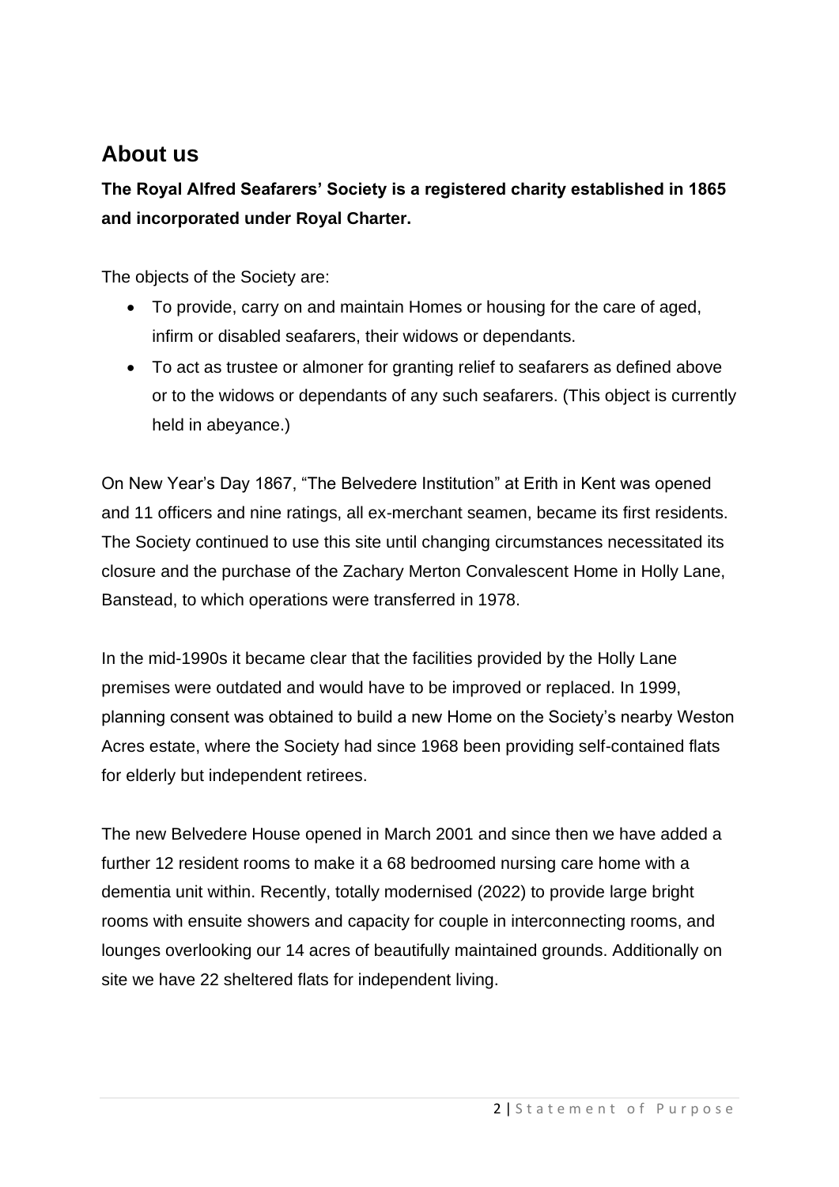## About us

**The Royal Alfred Seafarers' Society is a registered charity established in 1865 and incorporated under Royal Charter.**

The objects of the Society are:

- To provide, carry on and maintain Homes or housing for the care of aged, infirm or disabled seafarers, their widows or dependants.
- To act as trustee or almoner for granting relief to seafarers as defined above or to the widows or dependants of any such seafarers. (This object is currently held in abeyance.)

On New Year's Day 1867, "The Belvedere Institution" at Erith in Kent was opened and 11 officers and nine ratings, all ex-merchant seamen, became its first residents. The Society continued to use this site until changing circumstances necessitated its closure and the purchase of the Zachary Merton Convalescent Home in Holly Lane, Banstead, to which operations were transferred in 1978.

In the mid-1990s it became clear that the facilities provided by the Holly Lane premises were outdated and would have to be improved or replaced. In 1999, planning consent was obtained to build a new Home on the Society's nearby Weston Acres estate, where the Society had since 1968 been providing self-contained flats for elderly but independent retirees.

The new Belvedere House opened in March 2001 and since then we have added a further 12 resident rooms to make it a 68 bedroomed nursing care home with a dementia unit within. Recently, totally modernised (2022) to provide large bright rooms with ensuite showers and capacity for couple in interconnecting rooms, and lounges overlooking our 14 acres of beautifully maintained grounds. Additionally on site we have 22 sheltered flats for independent living.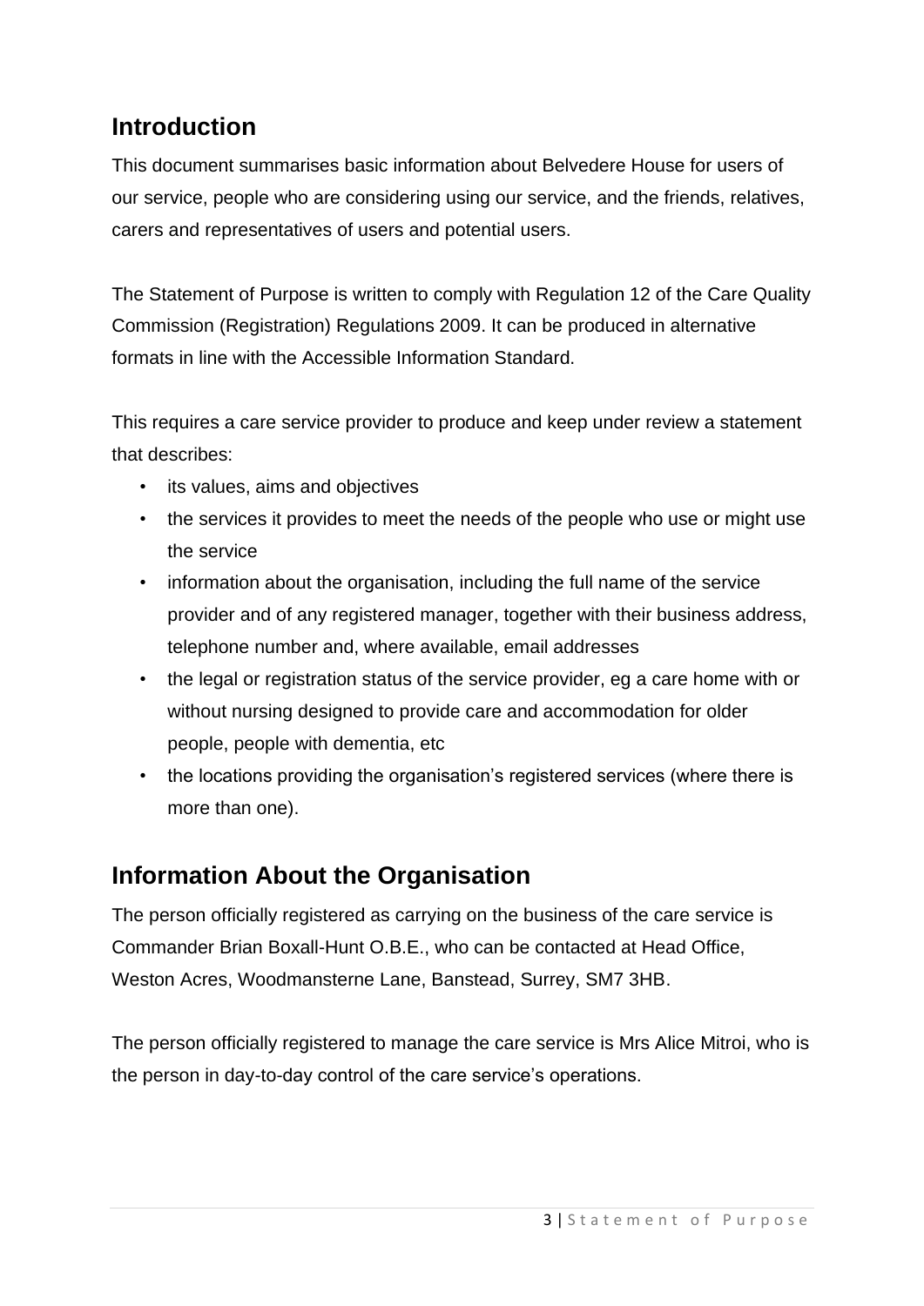## Introduction

This document summarises basic information about Belvedere House for users of our service, people who are considering using our service, and the friends, relatives, carers and representatives of users and potential users.

The Statement of Purpose is written to comply with Regulation 12 of the Care Quality Commission (Registration) Regulations 2009. It can be produced in alternative formats in line with the Accessible Information Standard.

This requires a care service provider to produce and keep under review a statement that describes:

- its values, aims and objectives
- the services it provides to meet the needs of the people who use or might use the service
- information about the organisation, including the full name of the service provider and of any registered manager, together with their business address, telephone number and, where available, email addresses
- the legal or registration status of the service provider, eg a care home with or without nursing designed to provide care and accommodation for older people, people with dementia, etc
- the locations providing the organisation's registered services (where there is more than one).

## Information About the Organisation

The person officially registered as carrying on the business of the care service is Commander Brian Boxall-Hunt O.B.E., who can be contacted at Head Office, Weston Acres, Woodmansterne Lane, Banstead, Surrey, SM7 3HB.

The person officially registered to manage the care service is Mrs Alice Mitroi, who is the person in day-to-day control of the care service's operations.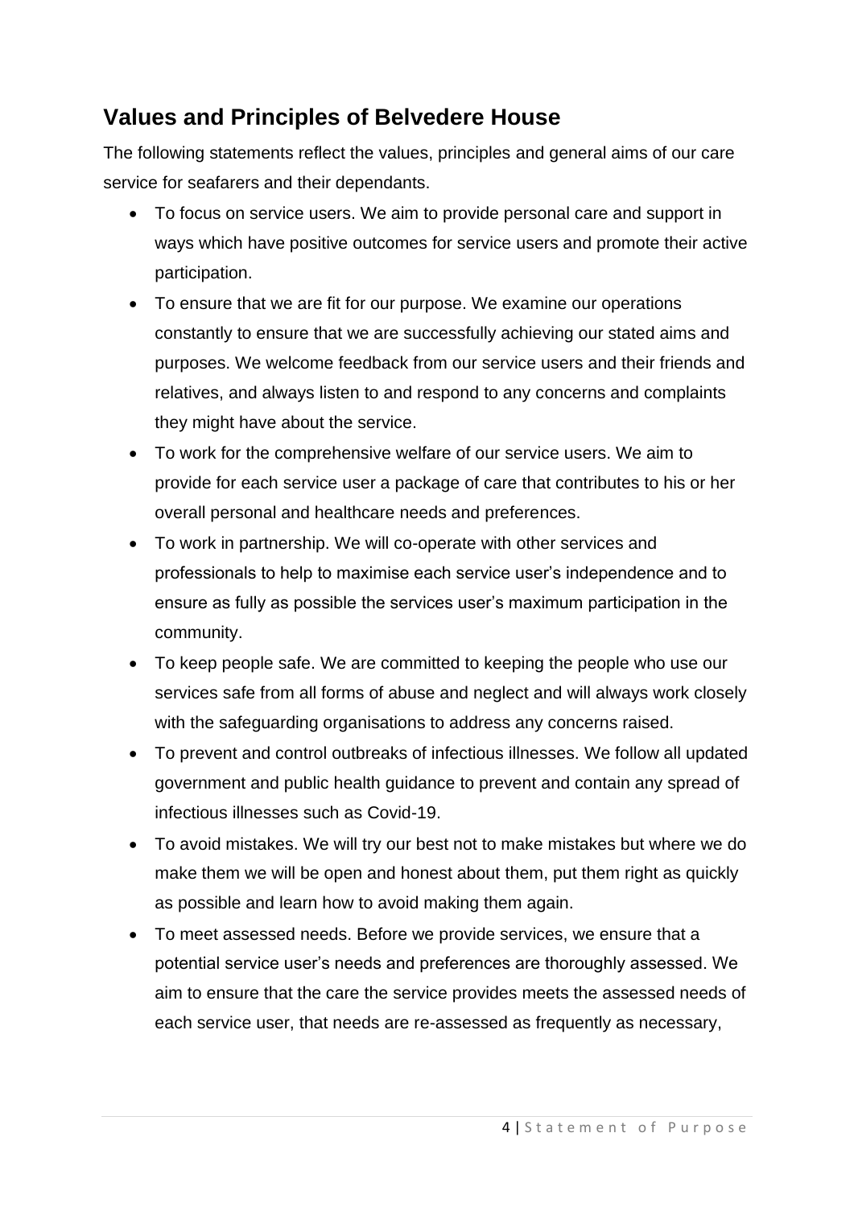## Values and Principles of Belvedere House

The following statements reflect the values, principles and general aims of our care service for seafarers and their dependants.

- To focus on service users. We aim to provide personal care and support in ways which have positive outcomes for service users and promote their active participation.
- To ensure that we are fit for our purpose. We examine our operations constantly to ensure that we are successfully achieving our stated aims and purposes. We welcome feedback from our service users and their friends and relatives, and always listen to and respond to any concerns and complaints they might have about the service.
- To work for the comprehensive welfare of our service users. We aim to provide for each service user a package of care that contributes to his or her overall personal and healthcare needs and preferences.
- To work in partnership. We will co-operate with other services and professionals to help to maximise each service user's independence and to ensure as fully as possible the services user's maximum participation in the community.
- To keep people safe. We are committed to keeping the people who use our services safe from all forms of abuse and neglect and will always work closely with the safeguarding organisations to address any concerns raised.
- To prevent and control outbreaks of infectious illnesses. We follow all updated government and public health guidance to prevent and contain any spread of infectious illnesses such as Covid-19.
- To avoid mistakes. We will try our best not to make mistakes but where we do make them we will be open and honest about them, put them right as quickly as possible and learn how to avoid making them again.
- To meet assessed needs. Before we provide services, we ensure that a potential service user's needs and preferences are thoroughly assessed. We aim to ensure that the care the service provides meets the assessed needs of each service user, that needs are re-assessed as frequently as necessary,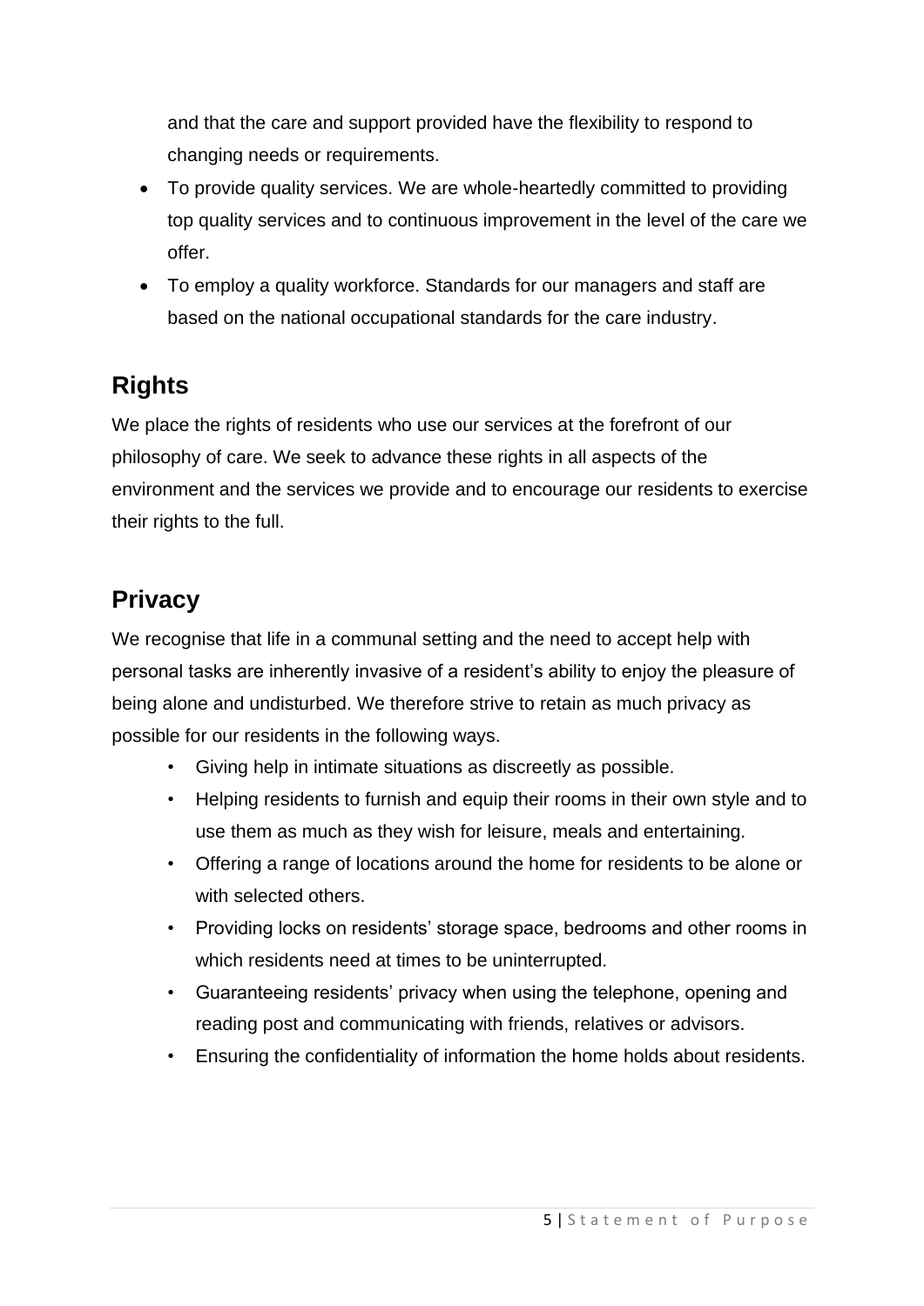and that the care and support provided have the flexibility to respond to changing needs or requirements.

- To provide quality services. We are whole-heartedly committed to providing top quality services and to continuous improvement in the level of the care we offer.
- To employ a quality workforce. Standards for our managers and staff are based on the national occupational standards for the care industry.

## Rights

We place the rights of residents who use our services at the forefront of our philosophy of care. We seek to advance these rights in all aspects of the environment and the services we provide and to encourage our residents to exercise their rights to the full.

## Privacy

We recognise that life in a communal setting and the need to accept help with personal tasks are inherently invasive of a resident's ability to enjoy the pleasure of being alone and undisturbed. We therefore strive to retain as much privacy as possible for our residents in the following ways.

- Giving help in intimate situations as discreetly as possible.
- Helping residents to furnish and equip their rooms in their own style and to use them as much as they wish for leisure, meals and entertaining.
- Offering a range of locations around the home for residents to be alone or with selected others.
- Providing locks on residents' storage space, bedrooms and other rooms in which residents need at times to be uninterrupted.
- Guaranteeing residents' privacy when using the telephone, opening and reading post and communicating with friends, relatives or advisors.
- Ensuring the confidentiality of information the home holds about residents.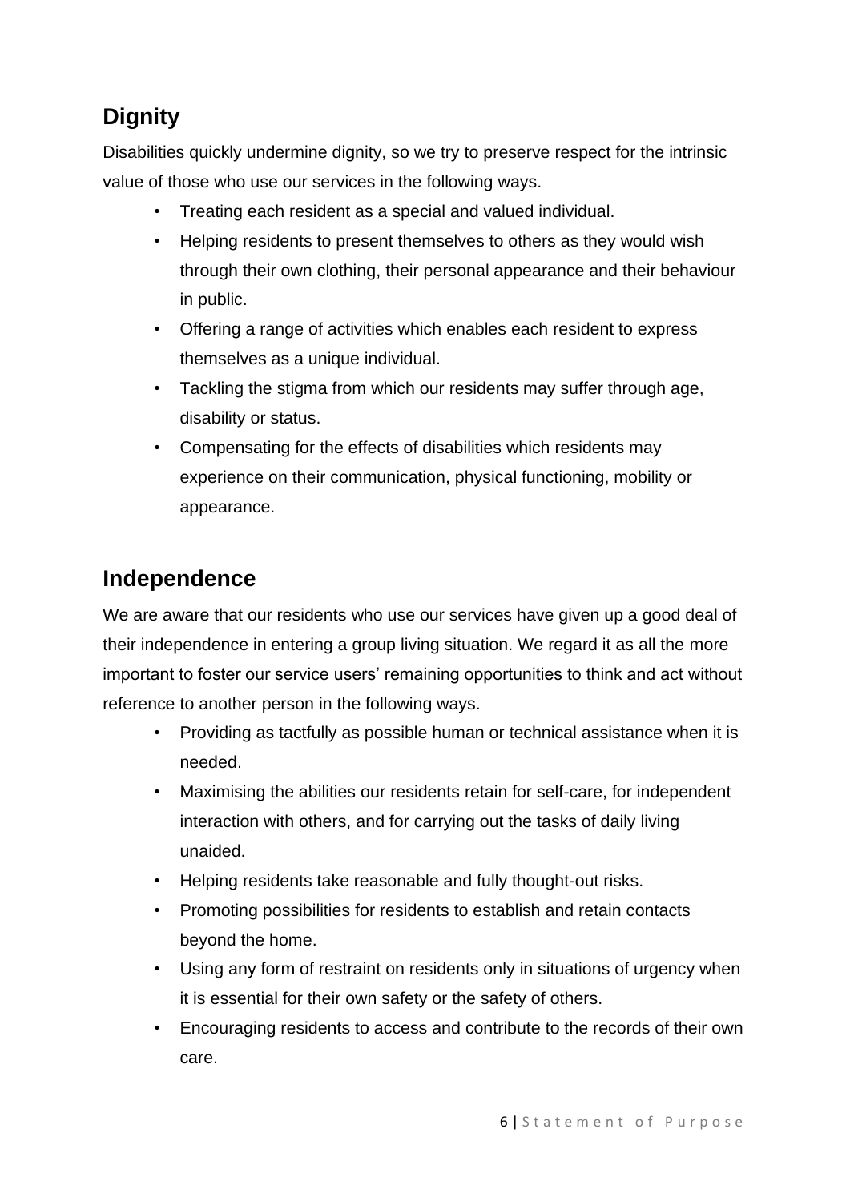## Dignity

Disabilities quickly undermine dignity, so we try to preserve respect for the intrinsic value of those who use our services in the following ways.

- Treating each resident as a special and valued individual.
- Helping residents to present themselves to others as they would wish through their own clothing, their personal appearance and their behaviour in public.
- Offering a range of activities which enables each resident to express themselves as a unique individual.
- Tackling the stigma from which our residents may suffer through age, disability or status.
- Compensating for the effects of disabilities which residents may experience on their communication, physical functioning, mobility or appearance.

## Independence

We are aware that our residents who use our services have given up a good deal of their independence in entering a group living situation. We regard it as all the more important to foster our service users' remaining opportunities to think and act without reference to another person in the following ways.

- Providing as tactfully as possible human or technical assistance when it is needed.
- Maximising the abilities our residents retain for self-care, for independent interaction with others, and for carrying out the tasks of daily living unaided.
- Helping residents take reasonable and fully thought-out risks.
- Promoting possibilities for residents to establish and retain contacts beyond the home.
- Using any form of restraint on residents only in situations of urgency when it is essential for their own safety or the safety of others.
- Encouraging residents to access and contribute to the records of their own care.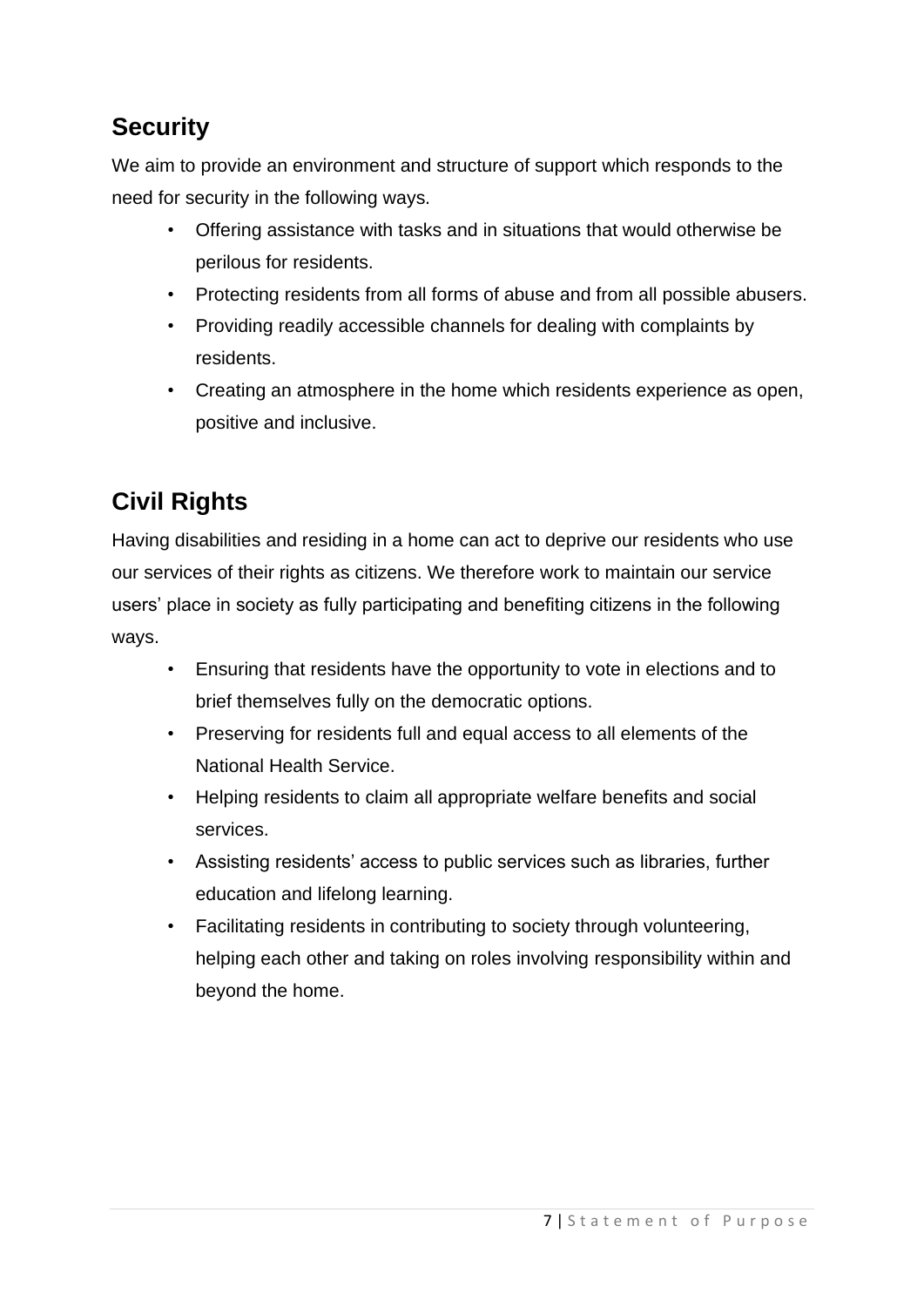## Security

We aim to provide an environment and structure of support which responds to the need for security in the following ways.

- Offering assistance with tasks and in situations that would otherwise be perilous for residents.
- Protecting residents from all forms of abuse and from all possible abusers.
- Providing readily accessible channels for dealing with complaints by residents.
- Creating an atmosphere in the home which residents experience as open, positive and inclusive.

## Civil Rights

Having disabilities and residing in a home can act to deprive our residents who use our services of their rights as citizens. We therefore work to maintain our service users' place in society as fully participating and benefiting citizens in the following ways.

- Ensuring that residents have the opportunity to vote in elections and to brief themselves fully on the democratic options.
- Preserving for residents full and equal access to all elements of the National Health Service.
- Helping residents to claim all appropriate welfare benefits and social services.
- Assisting residents' access to public services such as libraries, further education and lifelong learning.
- Facilitating residents in contributing to society through volunteering, helping each other and taking on roles involving responsibility within and beyond the home.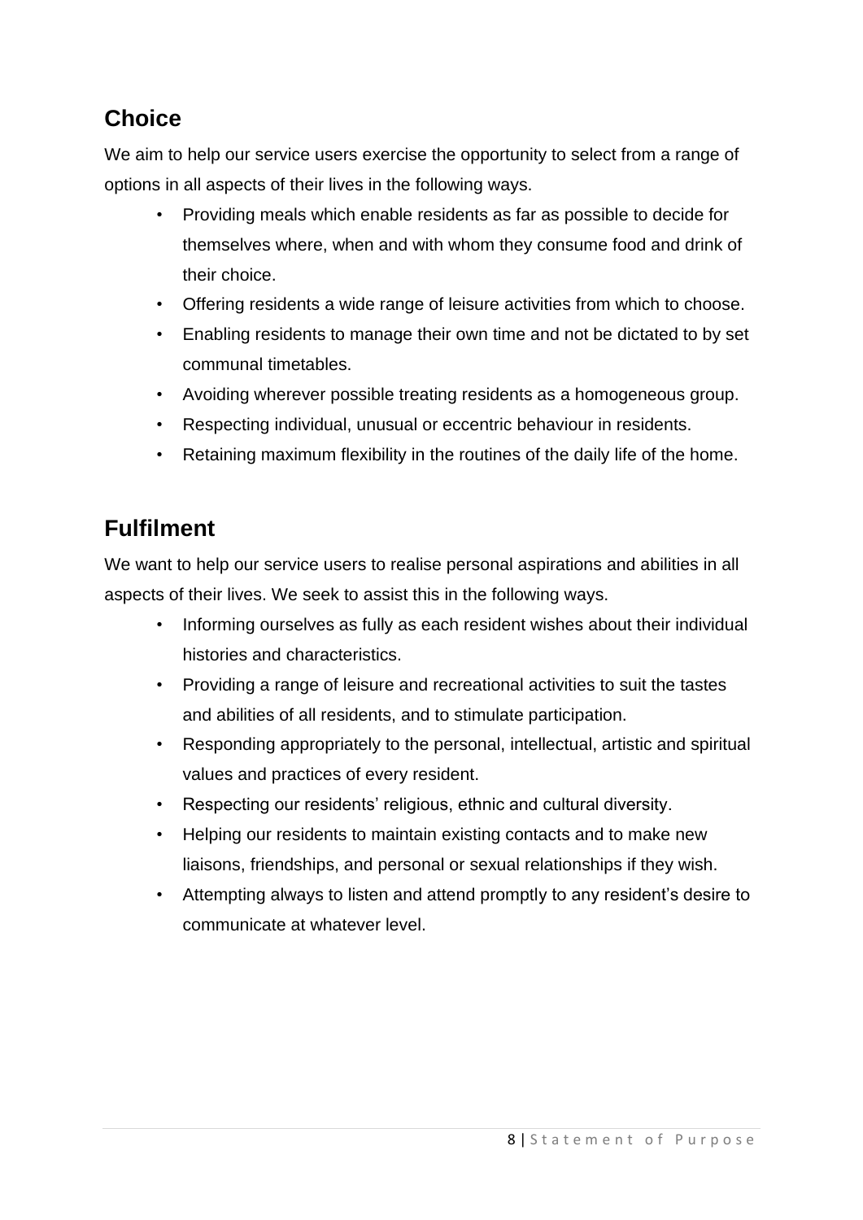## Choice

We aim to help our service users exercise the opportunity to select from a range of options in all aspects of their lives in the following ways.

- Providing meals which enable residents as far as possible to decide for themselves where, when and with whom they consume food and drink of their choice.
- Offering residents a wide range of leisure activities from which to choose.
- Enabling residents to manage their own time and not be dictated to by set communal timetables.
- Avoiding wherever possible treating residents as a homogeneous group.
- Respecting individual, unusual or eccentric behaviour in residents.
- Retaining maximum flexibility in the routines of the daily life of the home.

## Fulfilment

We want to help our service users to realise personal aspirations and abilities in all aspects of their lives. We seek to assist this in the following ways.

- Informing ourselves as fully as each resident wishes about their individual histories and characteristics.
- Providing a range of leisure and recreational activities to suit the tastes and abilities of all residents, and to stimulate participation.
- Responding appropriately to the personal, intellectual, artistic and spiritual values and practices of every resident.
- Respecting our residents' religious, ethnic and cultural diversity.
- Helping our residents to maintain existing contacts and to make new liaisons, friendships, and personal or sexual relationships if they wish.
- Attempting always to listen and attend promptly to any resident's desire to communicate at whatever level.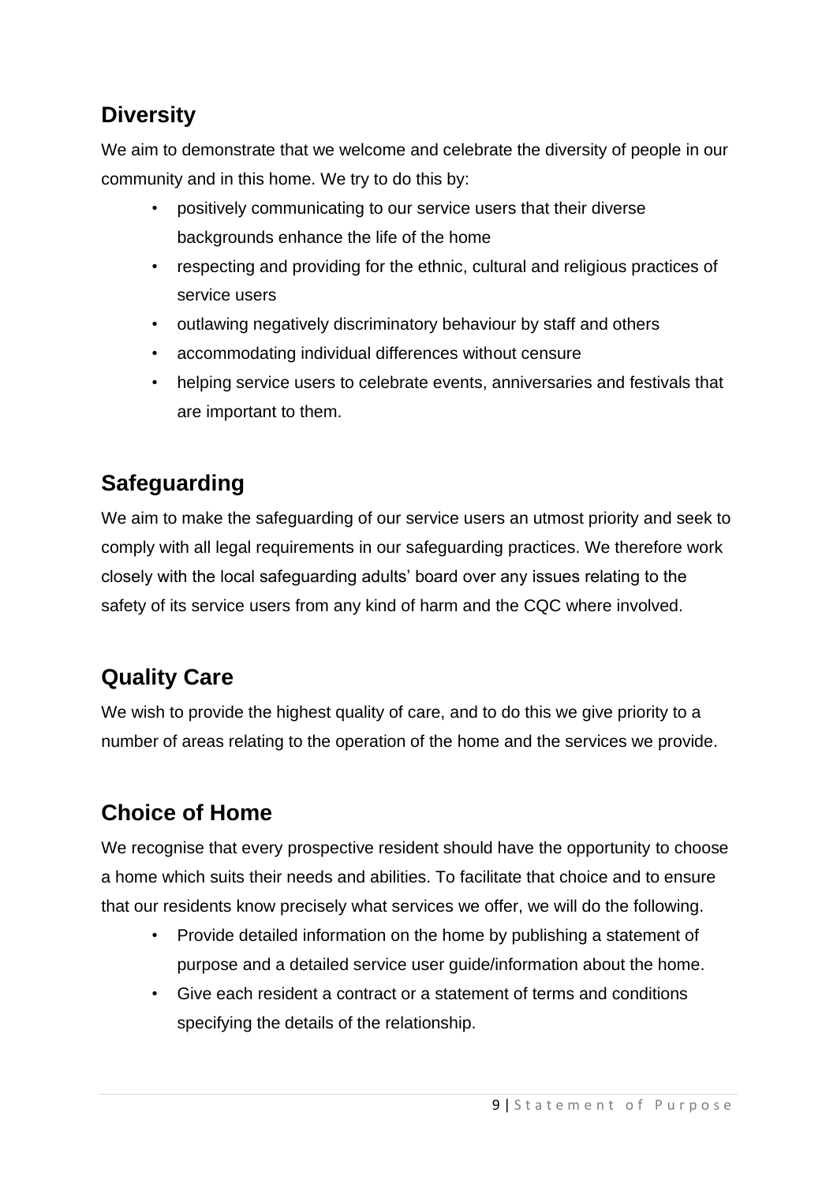## Diversity

We aim to demonstrate that we welcome and celebrate the diversity of people in our community and in this home. We try to do this by:

- positively communicating to our service users that their diverse backgrounds enhance the life of the home
- respecting and providing for the ethnic, cultural and religious practices of service users
- outlawing negatively discriminatory behaviour by staff and others
- accommodating individual differences without censure
- helping service users to celebrate events, anniversaries and festivals that are important to them.

## Safeguarding

We aim to make the safeguarding of our service users an utmost priority and seek to comply with all legal requirements in our safeguarding practices. We therefore work closely with the local safeguarding adults' board over any issues relating to the safety of its service users from any kind of harm and the CQC where involved.

## Quality Care

We wish to provide the highest quality of care, and to do this we give priority to a number of areas relating to the operation of the home and the services we provide.

## Choice of Home

We recognise that every prospective resident should have the opportunity to choose a home which suits their needs and abilities. To facilitate that choice and to ensure that our residents know precisely what services we offer, we will do the following.

- Provide detailed information on the home by publishing a statement of purpose and a detailed service user guide/information about the home.
- Give each resident a contract or a statement of terms and conditions specifying the details of the relationship.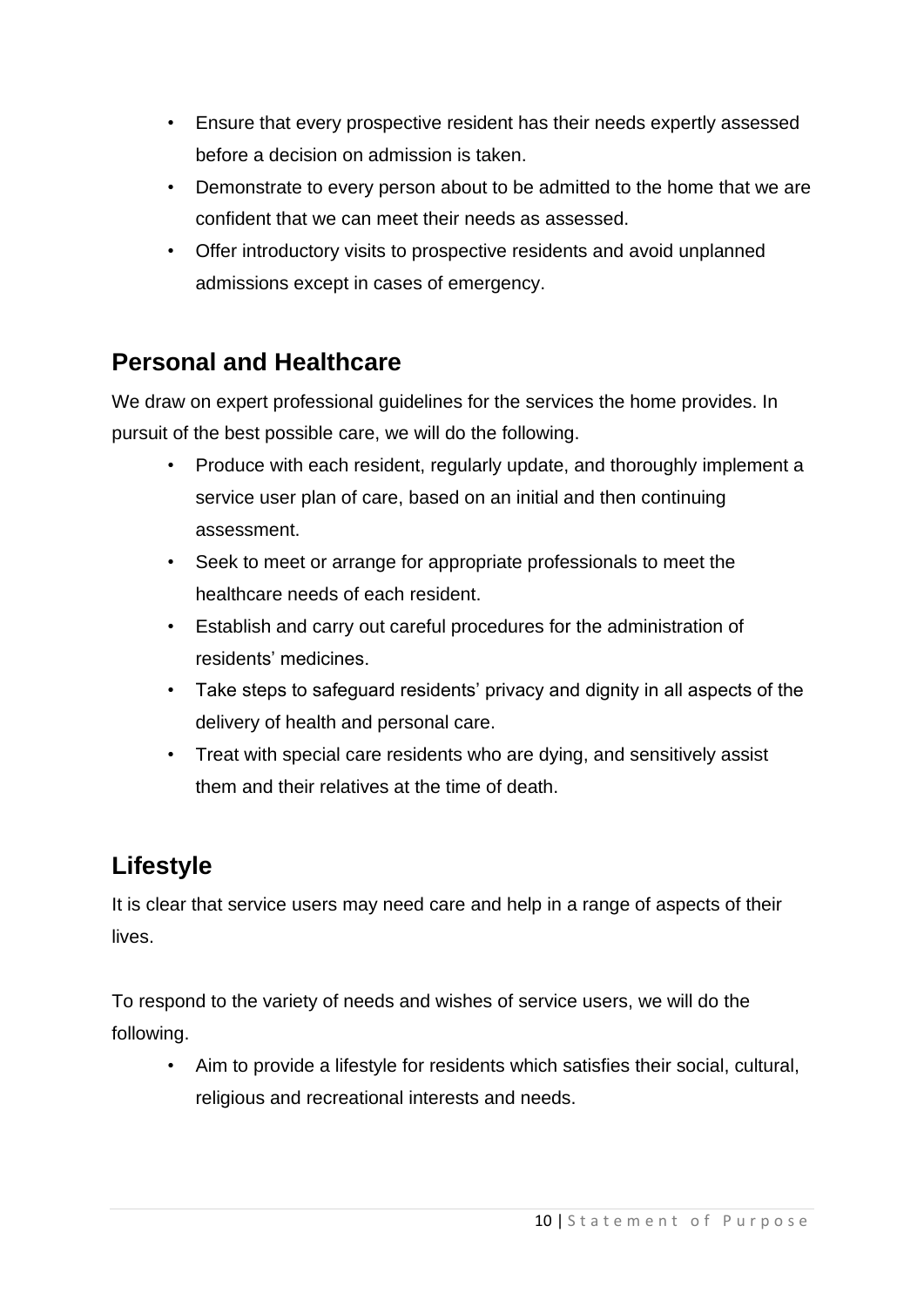- Ensure that every prospective resident has their needs expertly assessed before a decision on admission is taken.
- Demonstrate to every person about to be admitted to the home that we are confident that we can meet their needs as assessed.
- Offer introductory visits to prospective residents and avoid unplanned admissions except in cases of emergency.

## Personal and Healthcare

We draw on expert professional guidelines for the services the home provides. In pursuit of the best possible care, we will do the following.

- Produce with each resident, regularly update, and thoroughly implement a service user plan of care, based on an initial and then continuing assessment.
- Seek to meet or arrange for appropriate professionals to meet the healthcare needs of each resident.
- Establish and carry out careful procedures for the administration of residents' medicines.
- Take steps to safeguard residents' privacy and dignity in all aspects of the delivery of health and personal care.
- Treat with special care residents who are dying, and sensitively assist them and their relatives at the time of death.

## Lifestyle

It is clear that service users may need care and help in a range of aspects of their lives.

To respond to the variety of needs and wishes of service users, we will do the following.

- Aim to provide a lifestyle for residents which satisfies their social, cultural, religious and recreational interests and needs.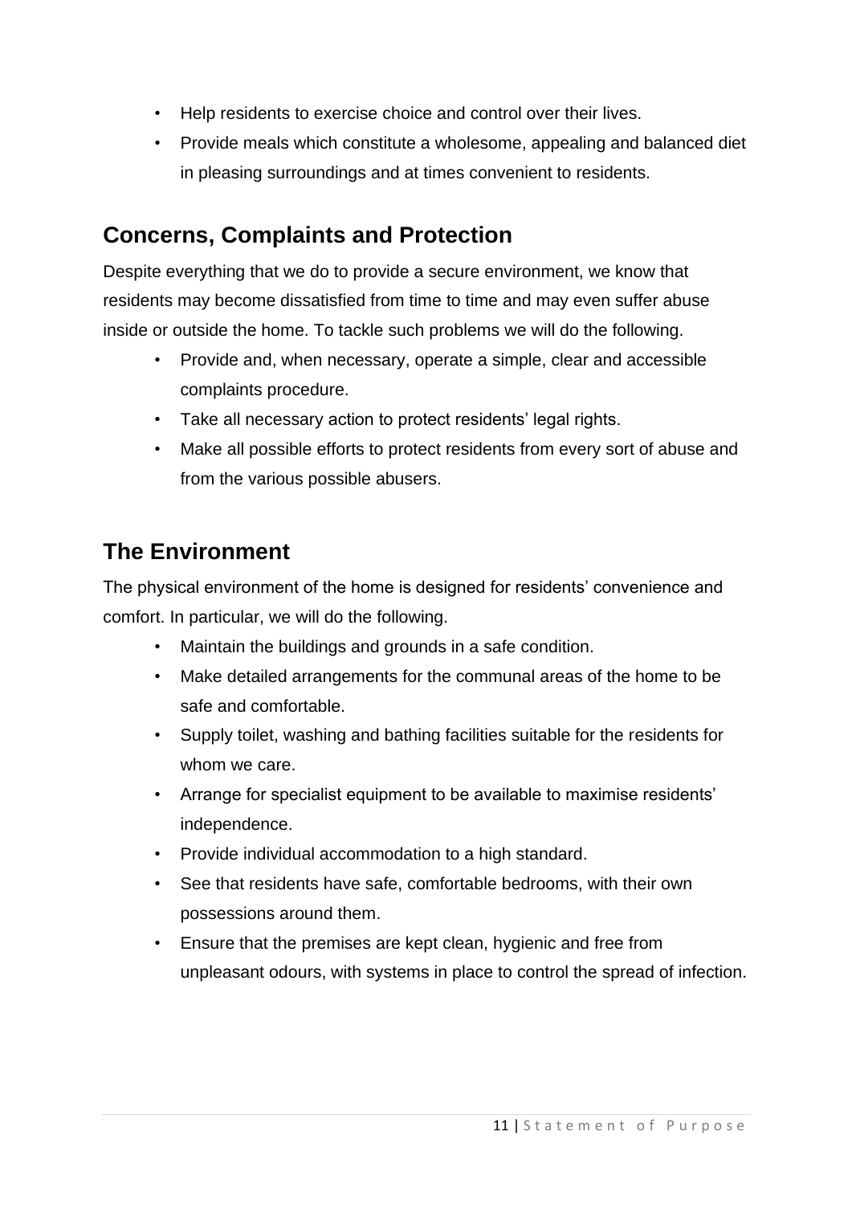- Help residents to exercise choice and control over their lives.
- Provide meals which constitute a wholesome, appealing and balanced diet in pleasing surroundings and at times convenient to residents.

## Concerns, Complaints and Protection

Despite everything that we do to provide a secure environment, we know that residents may become dissatisfied from time to time and may even suffer abuse inside or outside the home. To tackle such problems we will do the following.

- Provide and, when necessary, operate a simple, clear and accessible complaints procedure.
- Take all necessary action to protect residents' legal rights.
- Make all possible efforts to protect residents from every sort of abuse and from the various possible abusers.

## The Environment

The physical environment of the home is designed for residents' convenience and comfort. In particular, we will do the following.

- Maintain the buildings and grounds in a safe condition.
- Make detailed arrangements for the communal areas of the home to be safe and comfortable.
- Supply toilet, washing and bathing facilities suitable for the residents for whom we care.
- Arrange for specialist equipment to be available to maximise residents' independence.
- Provide individual accommodation to a high standard.
- See that residents have safe, comfortable bedrooms, with their own possessions around them.
- Ensure that the premises are kept clean, hygienic and free from unpleasant odours, with systems in place to control the spread of infection.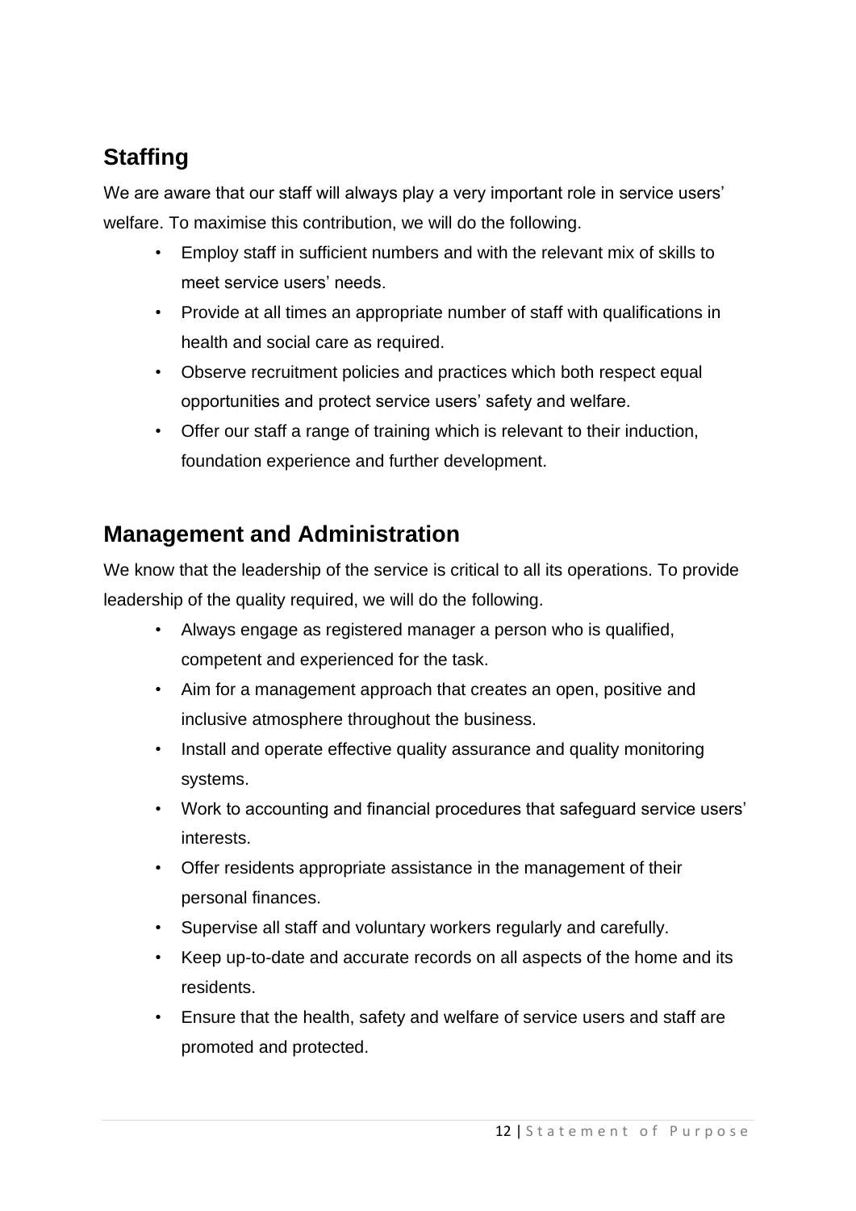## Staffing

We are aware that our staff will always play a very important role in service users' welfare. To maximise this contribution, we will do the following.

- Employ staff in sufficient numbers and with the relevant mix of skills to meet service users' needs.
- Provide at all times an appropriate number of staff with qualifications in health and social care as required.
- Observe recruitment policies and practices which both respect equal opportunities and protect service users' safety and welfare.
- Offer our staff a range of training which is relevant to their induction, foundation experience and further development.

## Management and Administration

We know that the leadership of the service is critical to all its operations. To provide leadership of the quality required, we will do the following.

- Always engage as registered manager a person who is qualified, competent and experienced for the task.
- Aim for a management approach that creates an open, positive and inclusive atmosphere throughout the business.
- Install and operate effective quality assurance and quality monitoring systems.
- Work to accounting and financial procedures that safeguard service users' interests.
- Offer residents appropriate assistance in the management of their personal finances.
- Supervise all staff and voluntary workers regularly and carefully.
- Keep up-to-date and accurate records on all aspects of the home and its residents.
- Ensure that the health, safety and welfare of service users and staff are promoted and protected.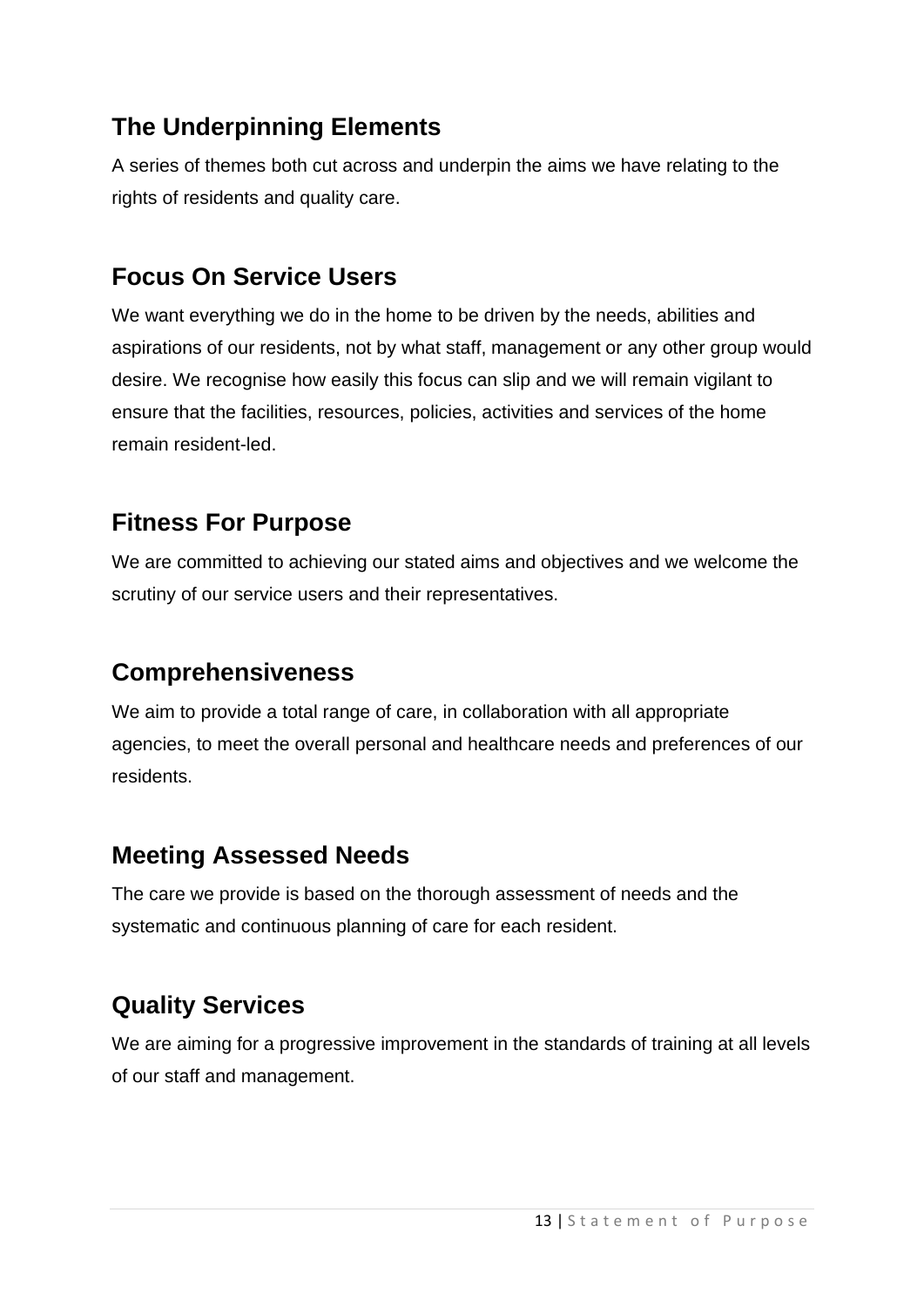## The Underpinning Elements

A series of themes both cut across and underpin the aims we have relating to the rights of residents and quality care.

## Focus On Service Users

We want everything we do in the home to be driven by the needs, abilities and aspirations of our residents, not by what staff, management or any other group would desire. We recognise how easily this focus can slip and we will remain vigilant to ensure that the facilities, resources, policies, activities and services of the home remain resident-led.

## Fitness For Purpose

We are committed to achieving our stated aims and objectives and we welcome the scrutiny of our service users and their representatives.

## Comprehensiveness

We aim to provide a total range of care, in collaboration with all appropriate agencies, to meet the overall personal and healthcare needs and preferences of our residents.

## Meeting Assessed Needs

The care we provide is based on the thorough assessment of needs and the systematic and continuous planning of care for each resident.

## Quality Services

We are aiming for a progressive improvement in the standards of training at all levels of our staff and management.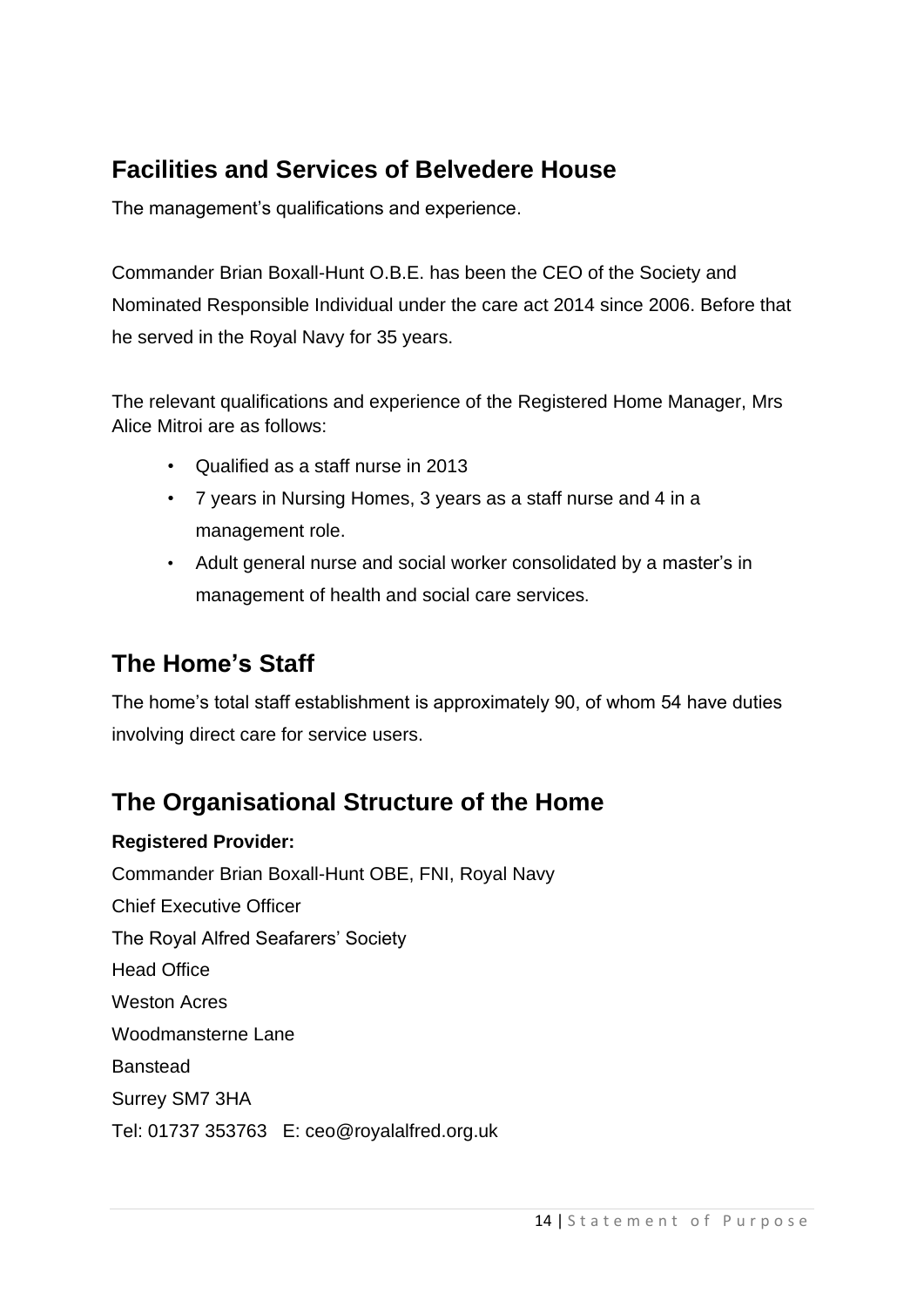## Facilities and Services of Belvedere House

The management's qualifications and experience.

Commander Brian Boxall-Hunt O.B.E. has been the CEO of the Society and Nominated Responsible Individual under the care act 2014 since 2006. Before that he served in the Royal Navy for 35 years.

The relevant qualifications and experience of the Registered Home Manager, Mrs Alice Mitroi are as follows:

- Qualified as a staff nurse in 2013
- 7 years in Nursing Homes, 3 years as a staff nurse and 4 in a management role.
- Adult general nurse and social worker consolidated by a master's in management of health and social care services.

## The Home's Staff

The home's total staff establishment is approximately 90, of whom 54 have duties involving direct care for service users.

## The Organisational Structure of the Home

**Registered Provider:**

Commander Brian Boxall-Hunt OBE, FNI, Royal Navy
Chief Executive Officer
The Royal Alfred Seafarers' Society
Head Office
Weston Acres
Woodmansterne Lane
Banstead
Surrey SM7 3HA
Tel: 01737 353763   E: ceo@royalalfred.org.uk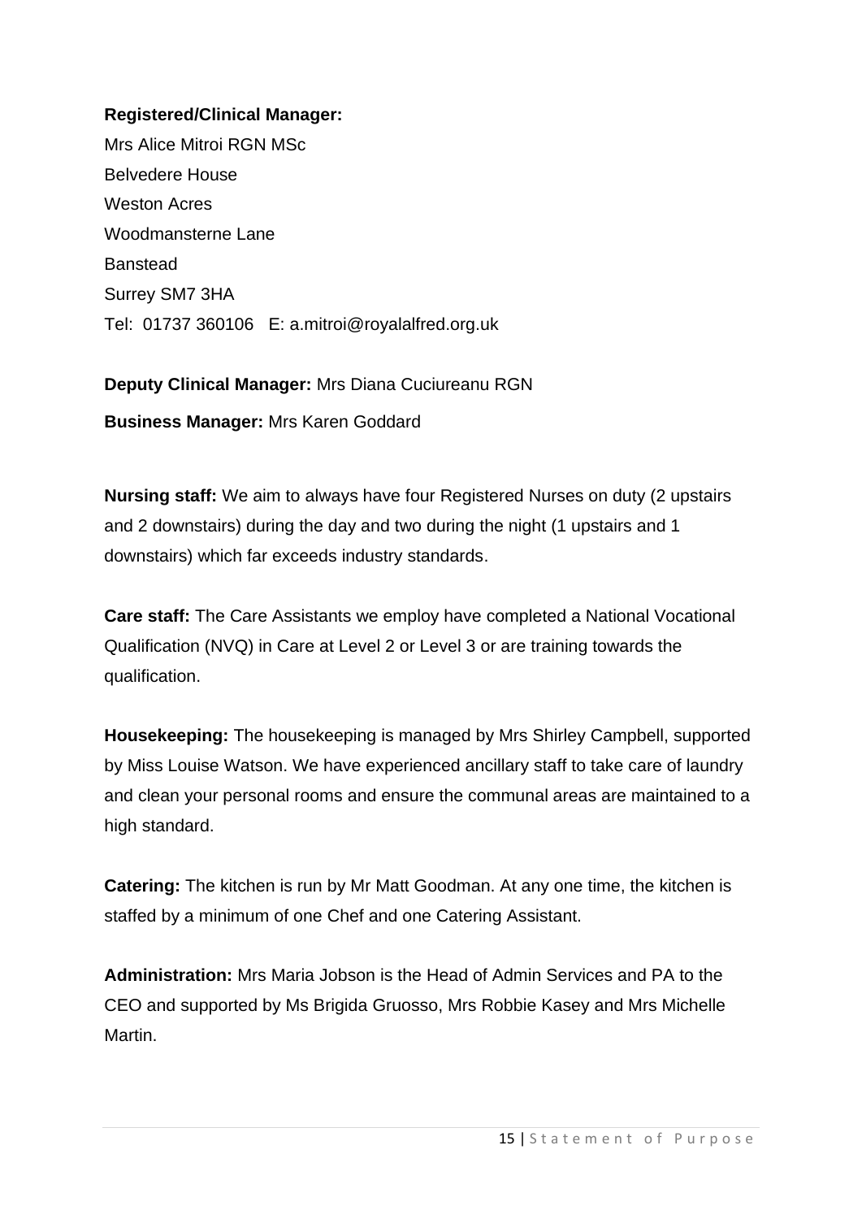**Registered/Clinical Manager:**

Mrs Alice Mitroi RGN MSc
Belvedere House
Weston Acres
Woodmansterne Lane
Banstead
Surrey SM7 3HA
Tel: 01737 360106 E: a.mitroi@royalalfred.org.uk

**Deputy Clinical Manager:** Mrs Diana Cuciureanu RGN

**Business Manager:** Mrs Karen Goddard

**Nursing staff:** We aim to always have four Registered Nurses on duty (2 upstairs and 2 downstairs) during the day and two during the night (1 upstairs and 1 downstairs) which far exceeds industry standards.

**Care staff:** The Care Assistants we employ have completed a National Vocational Qualification (NVQ) in Care at Level 2 or Level 3 or are training towards the qualification.

**Housekeeping:** The housekeeping is managed by Mrs Shirley Campbell, supported by Miss Louise Watson. We have experienced ancillary staff to take care of laundry and clean your personal rooms and ensure the communal areas are maintained to a high standard.

**Catering:** The kitchen is run by Mr Matt Goodman. At any one time, the kitchen is staffed by a minimum of one Chef and one Catering Assistant.

**Administration:** Mrs Maria Jobson is the Head of Admin Services and PA to the CEO and supported by Ms Brigida Gruosso, Mrs Robbie Kasey and Mrs Michelle Martin.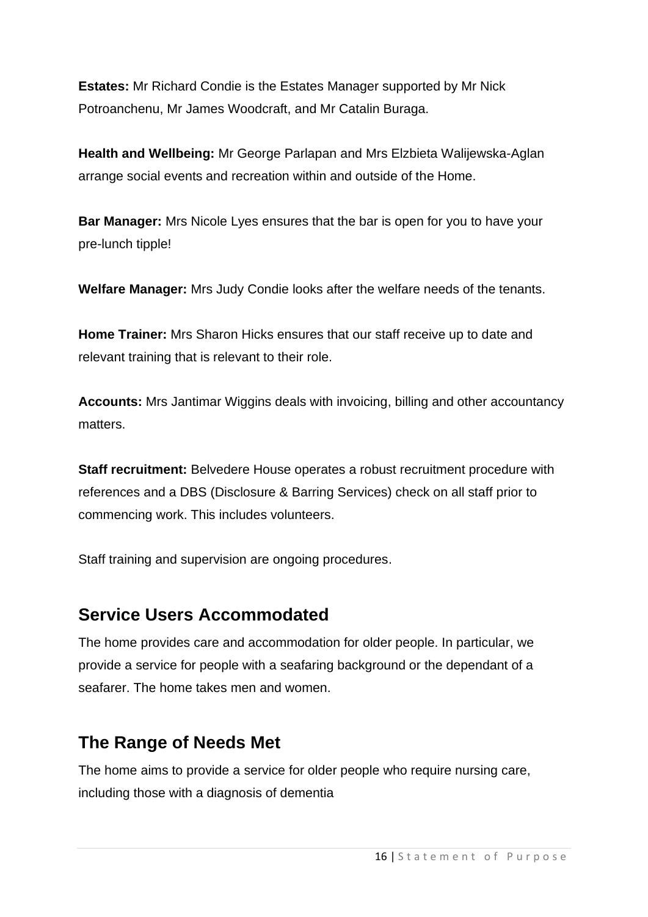**Estates:** Mr Richard Condie is the Estates Manager supported by Mr Nick Potroanchenu, Mr James Woodcraft, and Mr Catalin Buraga.

**Health and Wellbeing:** Mr George Parlapan and Mrs Elzbieta Walijewska-Aglan arrange social events and recreation within and outside of the Home.

**Bar Manager:** Mrs Nicole Lyes ensures that the bar is open for you to have your pre-lunch tipple!

**Welfare Manager:** Mrs Judy Condie looks after the welfare needs of the tenants.

**Home Trainer:** Mrs Sharon Hicks ensures that our staff receive up to date and relevant training that is relevant to their role.

**Accounts:** Mrs Jantimar Wiggins deals with invoicing, billing and other accountancy matters.

**Staff recruitment:** Belvedere House operates a robust recruitment procedure with references and a DBS (Disclosure & Barring Services) check on all staff prior to commencing work. This includes volunteers.

Staff training and supervision are ongoing procedures.

## Service Users Accommodated

The home provides care and accommodation for older people. In particular, we provide a service for people with a seafaring background or the dependant of a seafarer. The home takes men and women.

## The Range of Needs Met

The home aims to provide a service for older people who require nursing care, including those with a diagnosis of dementia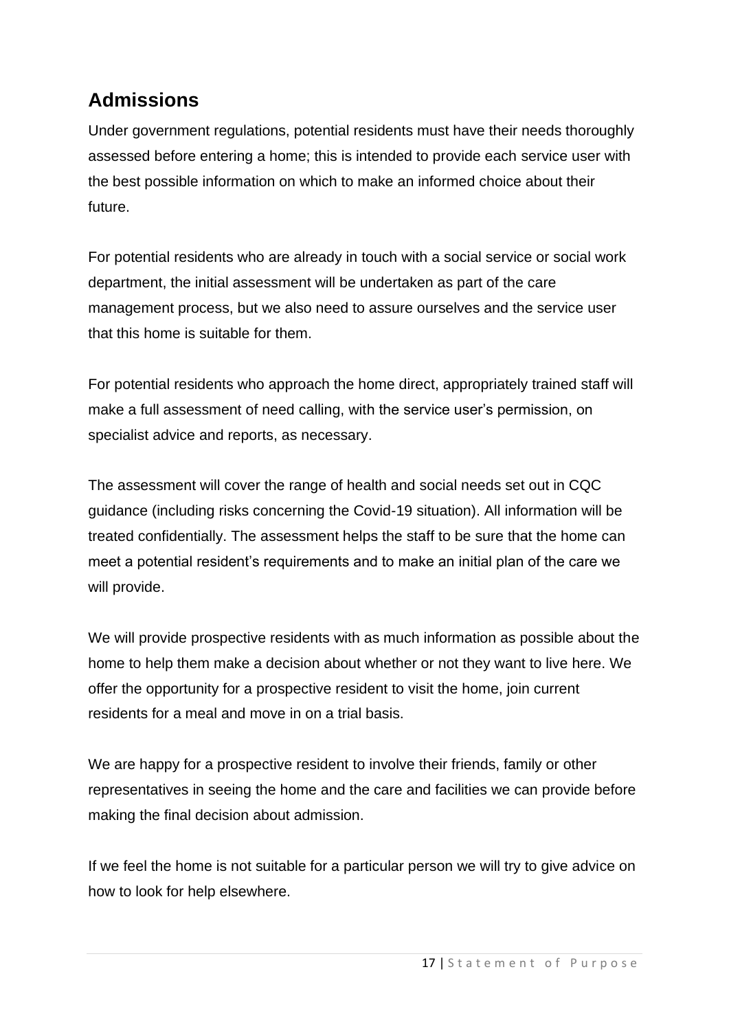## Admissions

Under government regulations, potential residents must have their needs thoroughly assessed before entering a home; this is intended to provide each service user with the best possible information on which to make an informed choice about their future.

For potential residents who are already in touch with a social service or social work department, the initial assessment will be undertaken as part of the care management process, but we also need to assure ourselves and the service user that this home is suitable for them.

For potential residents who approach the home direct, appropriately trained staff will make a full assessment of need calling, with the service user's permission, on specialist advice and reports, as necessary.

The assessment will cover the range of health and social needs set out in CQC guidance (including risks concerning the Covid-19 situation). All information will be treated confidentially. The assessment helps the staff to be sure that the home can meet a potential resident's requirements and to make an initial plan of the care we will provide.

We will provide prospective residents with as much information as possible about the home to help them make a decision about whether or not they want to live here. We offer the opportunity for a prospective resident to visit the home, join current residents for a meal and move in on a trial basis.

We are happy for a prospective resident to involve their friends, family or other representatives in seeing the home and the care and facilities we can provide before making the final decision about admission.

If we feel the home is not suitable for a particular person we will try to give advice on how to look for help elsewhere.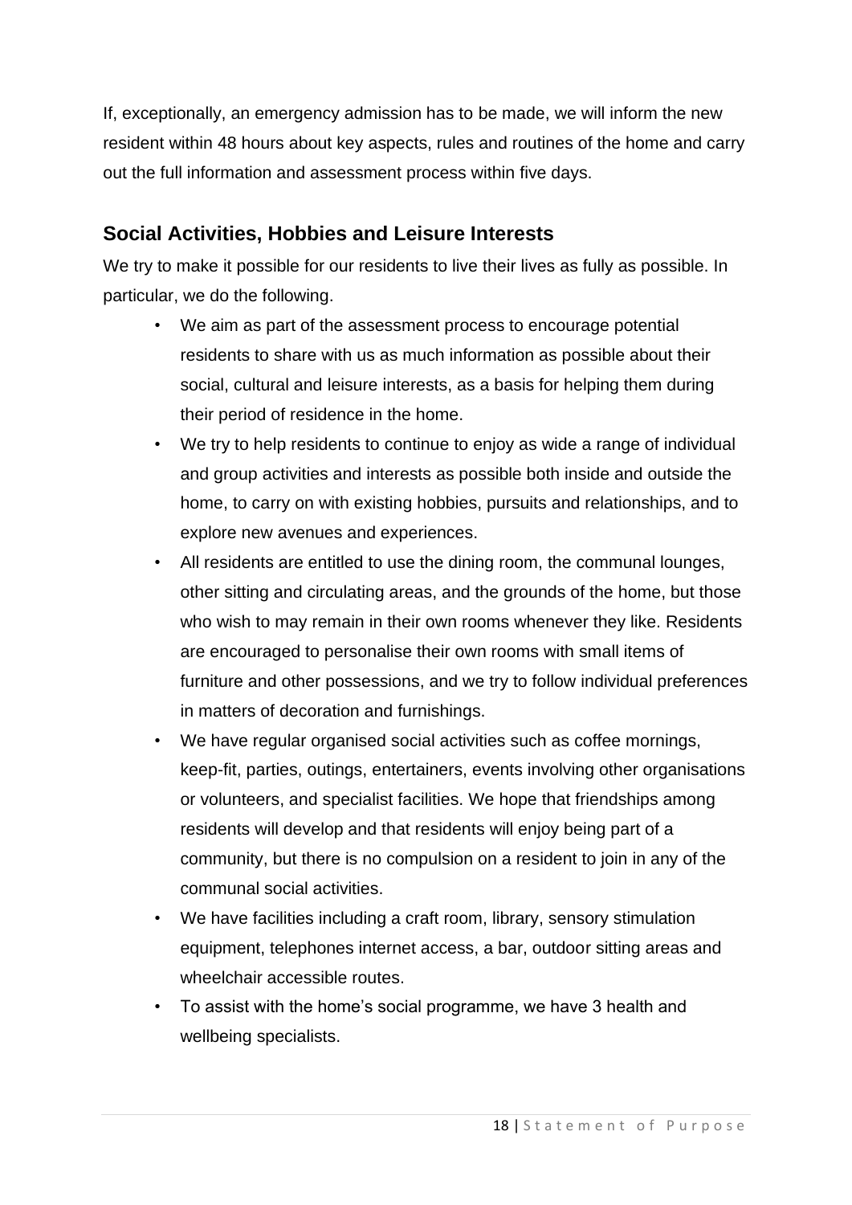If, exceptionally, an emergency admission has to be made, we will inform the new resident within 48 hours about key aspects, rules and routines of the home and carry out the full information and assessment process within five days.

## Social Activities, Hobbies and Leisure Interests

We try to make it possible for our residents to live their lives as fully as possible. In particular, we do the following.

- We aim as part of the assessment process to encourage potential residents to share with us as much information as possible about their social, cultural and leisure interests, as a basis for helping them during their period of residence in the home.
- We try to help residents to continue to enjoy as wide a range of individual and group activities and interests as possible both inside and outside the home, to carry on with existing hobbies, pursuits and relationships, and to explore new avenues and experiences.
- All residents are entitled to use the dining room, the communal lounges, other sitting and circulating areas, and the grounds of the home, but those who wish to may remain in their own rooms whenever they like. Residents are encouraged to personalise their own rooms with small items of furniture and other possessions, and we try to follow individual preferences in matters of decoration and furnishings.
- We have regular organised social activities such as coffee mornings, keep-fit, parties, outings, entertainers, events involving other organisations or volunteers, and specialist facilities. We hope that friendships among residents will develop and that residents will enjoy being part of a community, but there is no compulsion on a resident to join in any of the communal social activities.
- We have facilities including a craft room, library, sensory stimulation equipment, telephones internet access, a bar, outdoor sitting areas and wheelchair accessible routes.
- To assist with the home's social programme, we have 3 health and wellbeing specialists.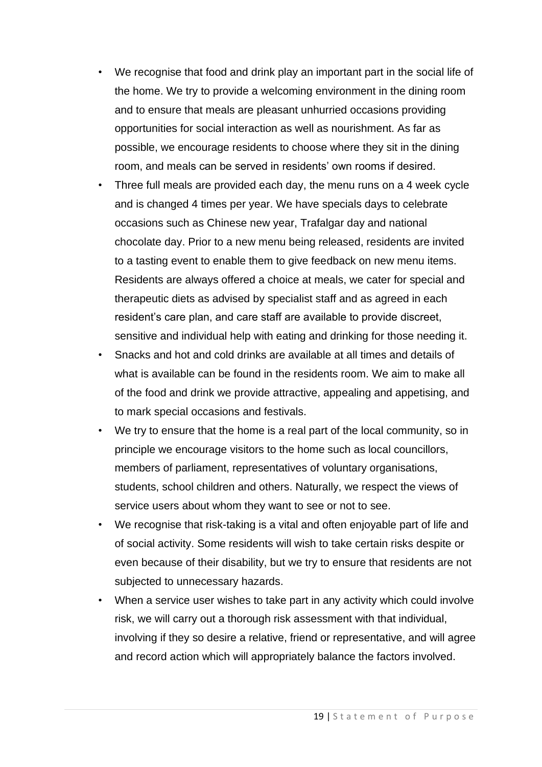- We recognise that food and drink play an important part in the social life of the home. We try to provide a welcoming environment in the dining room and to ensure that meals are pleasant unhurried occasions providing opportunities for social interaction as well as nourishment. As far as possible, we encourage residents to choose where they sit in the dining room, and meals can be served in residents' own rooms if desired.
- Three full meals are provided each day, the menu runs on a 4 week cycle and is changed 4 times per year. We have specials days to celebrate occasions such as Chinese new year, Trafalgar day and national chocolate day. Prior to a new menu being released, residents are invited to a tasting event to enable them to give feedback on new menu items. Residents are always offered a choice at meals, we cater for special and therapeutic diets as advised by specialist staff and as agreed in each resident's care plan, and care staff are available to provide discreet, sensitive and individual help with eating and drinking for those needing it.
- Snacks and hot and cold drinks are available at all times and details of what is available can be found in the residents room. We aim to make all of the food and drink we provide attractive, appealing and appetising, and to mark special occasions and festivals.
- We try to ensure that the home is a real part of the local community, so in principle we encourage visitors to the home such as local councillors, members of parliament, representatives of voluntary organisations, students, school children and others. Naturally, we respect the views of service users about whom they want to see or not to see.
- We recognise that risk-taking is a vital and often enjoyable part of life and of social activity. Some residents will wish to take certain risks despite or even because of their disability, but we try to ensure that residents are not subjected to unnecessary hazards.
- When a service user wishes to take part in any activity which could involve risk, we will carry out a thorough risk assessment with that individual, involving if they so desire a relative, friend or representative, and will agree and record action which will appropriately balance the factors involved.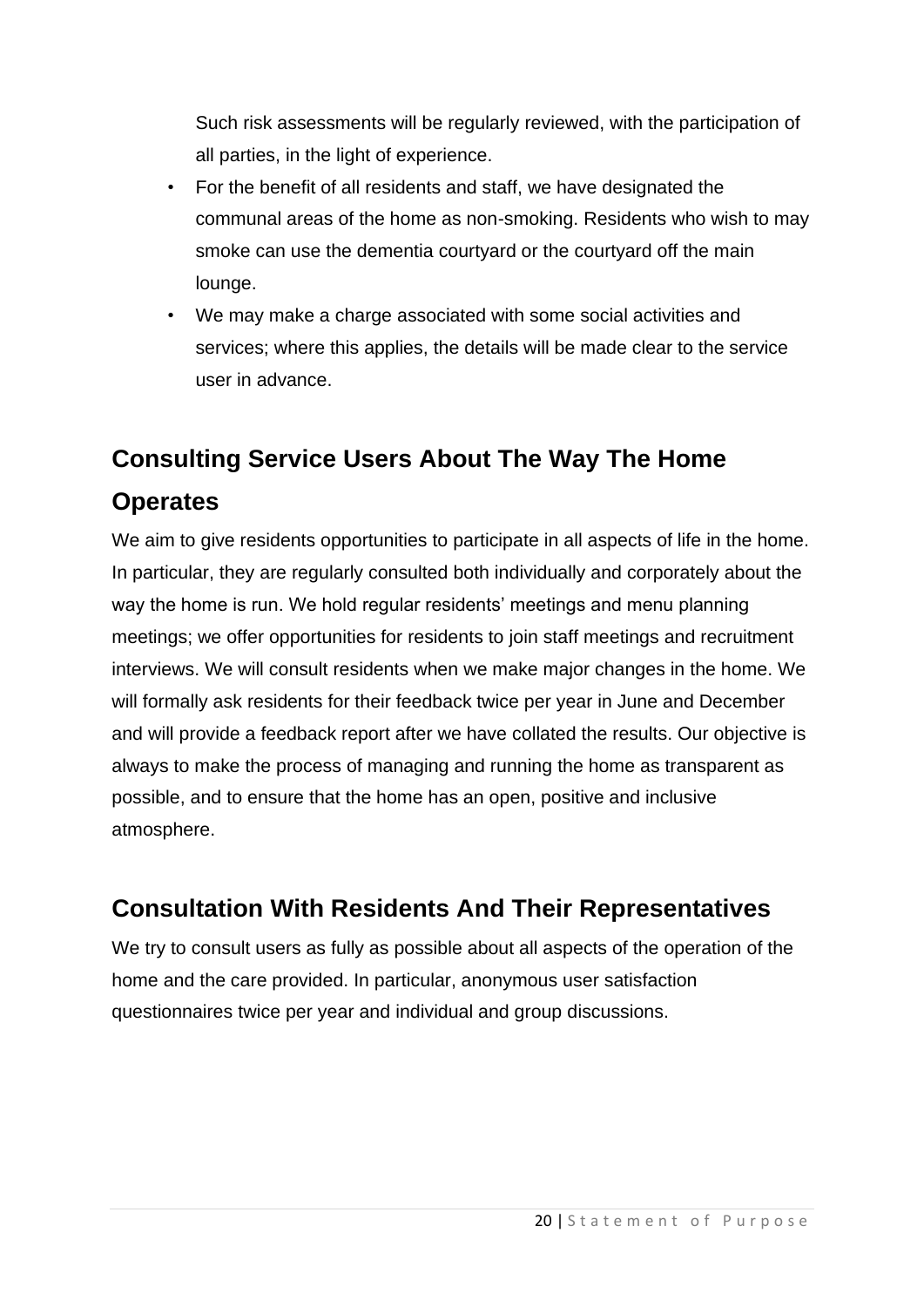Such risk assessments will be regularly reviewed, with the participation of all parties, in the light of experience.

- For the benefit of all residents and staff, we have designated the communal areas of the home as non-smoking. Residents who wish to may smoke can use the dementia courtyard or the courtyard off the main lounge.
- We may make a charge associated with some social activities and services; where this applies, the details will be made clear to the service user in advance.

## Consulting Service Users About The Way The Home Operates

We aim to give residents opportunities to participate in all aspects of life in the home. In particular, they are regularly consulted both individually and corporately about the way the home is run. We hold regular residents' meetings and menu planning meetings; we offer opportunities for residents to join staff meetings and recruitment interviews. We will consult residents when we make major changes in the home. We will formally ask residents for their feedback twice per year in June and December and will provide a feedback report after we have collated the results. Our objective is always to make the process of managing and running the home as transparent as possible, and to ensure that the home has an open, positive and inclusive atmosphere.

## Consultation With Residents And Their Representatives

We try to consult users as fully as possible about all aspects of the operation of the home and the care provided. In particular, anonymous user satisfaction questionnaires twice per year and individual and group discussions.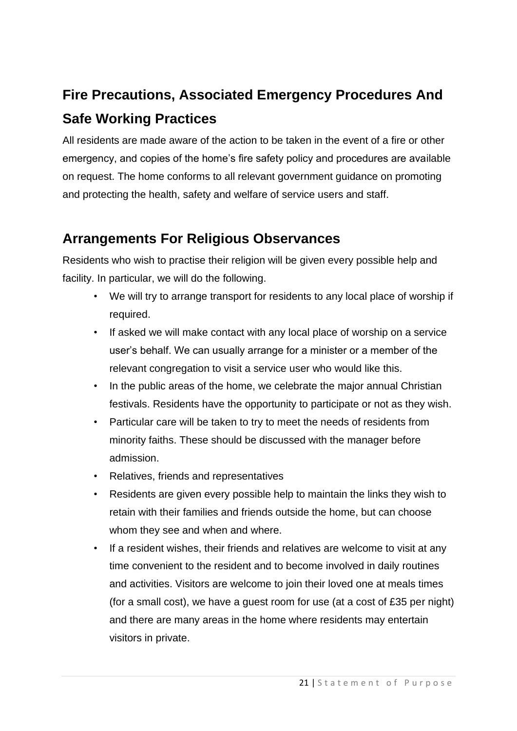## Fire Precautions, Associated Emergency Procedures And Safe Working Practices

All residents are made aware of the action to be taken in the event of a fire or other emergency, and copies of the home's fire safety policy and procedures are available on request. The home conforms to all relevant government guidance on promoting and protecting the health, safety and welfare of service users and staff.

## Arrangements For Religious Observances

Residents who wish to practise their religion will be given every possible help and facility. In particular, we will do the following.

- We will try to arrange transport for residents to any local place of worship if required.
- If asked we will make contact with any local place of worship on a service user's behalf. We can usually arrange for a minister or a member of the relevant congregation to visit a service user who would like this.
- In the public areas of the home, we celebrate the major annual Christian festivals. Residents have the opportunity to participate or not as they wish.
- Particular care will be taken to try to meet the needs of residents from minority faiths. These should be discussed with the manager before admission.
- Relatives, friends and representatives
- Residents are given every possible help to maintain the links they wish to retain with their families and friends outside the home, but can choose whom they see and when and where.
- If a resident wishes, their friends and relatives are welcome to visit at any time convenient to the resident and to become involved in daily routines and activities. Visitors are welcome to join their loved one at meals times (for a small cost), we have a guest room for use (at a cost of £35 per night) and there are many areas in the home where residents may entertain visitors in private.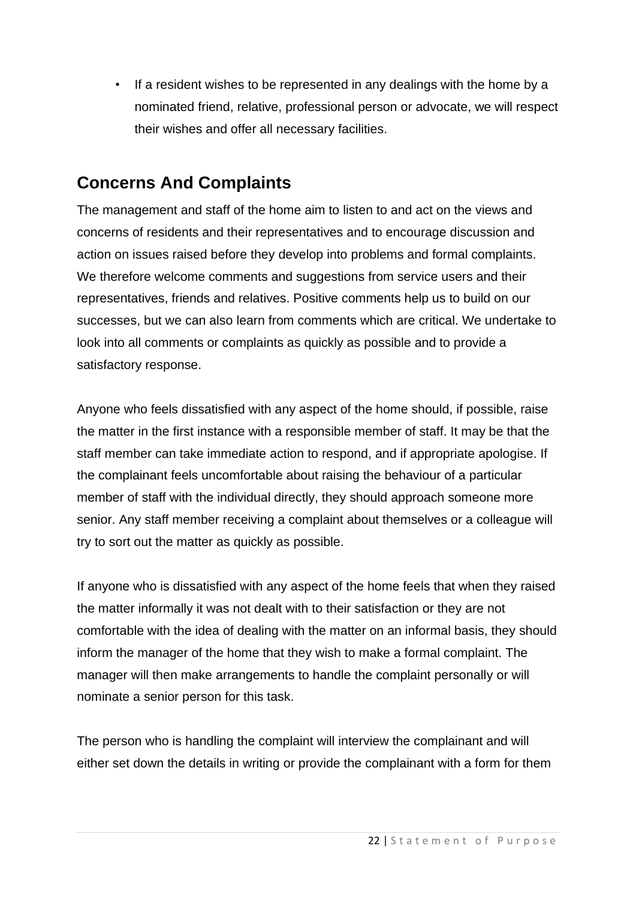- If a resident wishes to be represented in any dealings with the home by a nominated friend, relative, professional person or advocate, we will respect their wishes and offer all necessary facilities.

## Concerns And Complaints

The management and staff of the home aim to listen to and act on the views and concerns of residents and their representatives and to encourage discussion and action on issues raised before they develop into problems and formal complaints. We therefore welcome comments and suggestions from service users and their representatives, friends and relatives. Positive comments help us to build on our successes, but we can also learn from comments which are critical. We undertake to look into all comments or complaints as quickly as possible and to provide a satisfactory response.

Anyone who feels dissatisfied with any aspect of the home should, if possible, raise the matter in the first instance with a responsible member of staff. It may be that the staff member can take immediate action to respond, and if appropriate apologise. If the complainant feels uncomfortable about raising the behaviour of a particular member of staff with the individual directly, they should approach someone more senior. Any staff member receiving a complaint about themselves or a colleague will try to sort out the matter as quickly as possible.

If anyone who is dissatisfied with any aspect of the home feels that when they raised the matter informally it was not dealt with to their satisfaction or they are not comfortable with the idea of dealing with the matter on an informal basis, they should inform the manager of the home that they wish to make a formal complaint. The manager will then make arrangements to handle the complaint personally or will nominate a senior person for this task.

The person who is handling the complaint will interview the complainant and will either set down the details in writing or provide the complainant with a form for them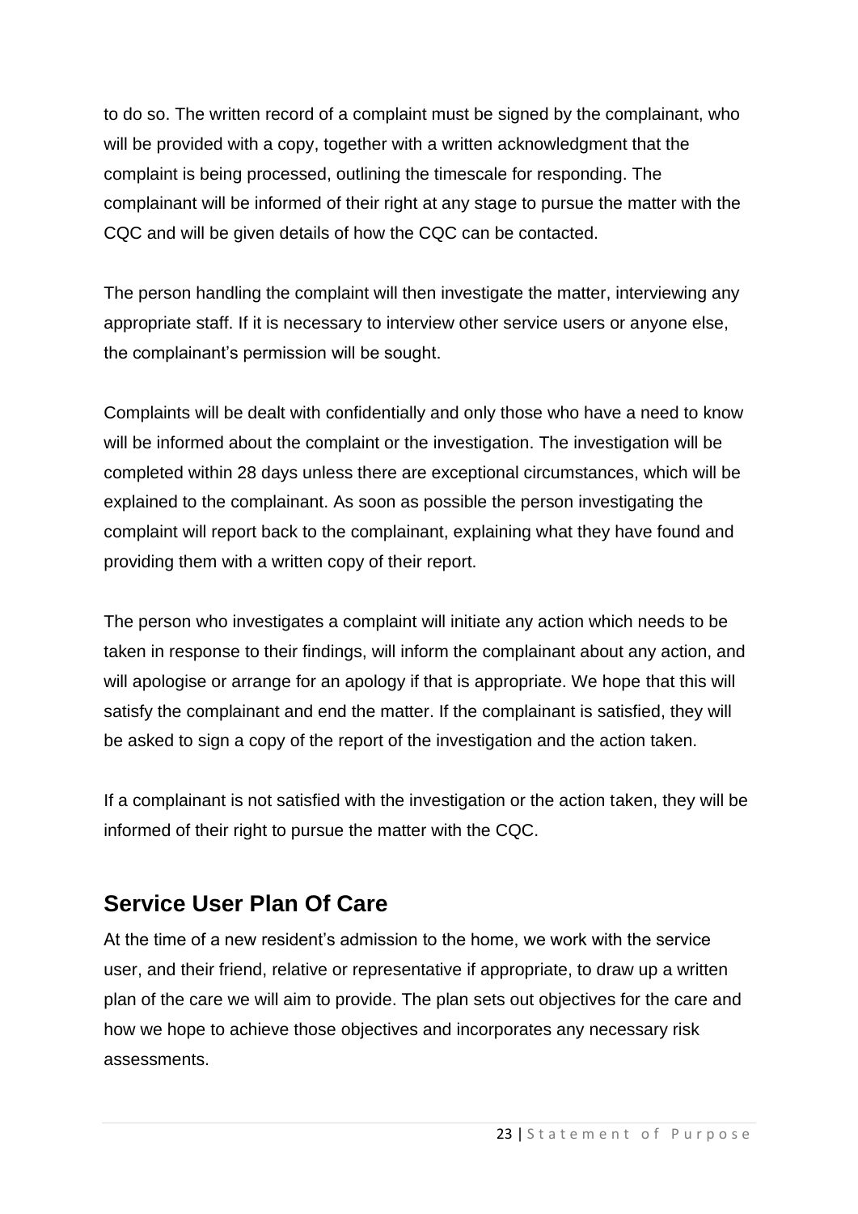to do so. The written record of a complaint must be signed by the complainant, who will be provided with a copy, together with a written acknowledgment that the complaint is being processed, outlining the timescale for responding. The complainant will be informed of their right at any stage to pursue the matter with the CQC and will be given details of how the CQC can be contacted.

The person handling the complaint will then investigate the matter, interviewing any appropriate staff. If it is necessary to interview other service users or anyone else, the complainant's permission will be sought.

Complaints will be dealt with confidentially and only those who have a need to know will be informed about the complaint or the investigation. The investigation will be completed within 28 days unless there are exceptional circumstances, which will be explained to the complainant. As soon as possible the person investigating the complaint will report back to the complainant, explaining what they have found and providing them with a written copy of their report.

The person who investigates a complaint will initiate any action which needs to be taken in response to their findings, will inform the complainant about any action, and will apologise or arrange for an apology if that is appropriate. We hope that this will satisfy the complainant and end the matter. If the complainant is satisfied, they will be asked to sign a copy of the report of the investigation and the action taken.

If a complainant is not satisfied with the investigation or the action taken, they will be informed of their right to pursue the matter with the CQC.

## Service User Plan Of Care

At the time of a new resident's admission to the home, we work with the service user, and their friend, relative or representative if appropriate, to draw up a written plan of the care we will aim to provide. The plan sets out objectives for the care and how we hope to achieve those objectives and incorporates any necessary risk assessments.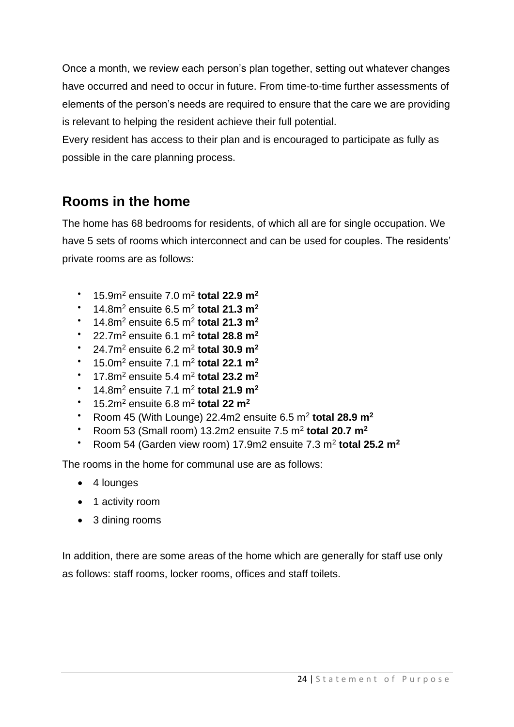Once a month, we review each person's plan together, setting out whatever changes have occurred and need to occur in future. From time-to-time further assessments of elements of the person's needs are required to ensure that the care we are providing is relevant to helping the resident achieve their full potential.
Every resident has access to their plan and is encouraged to participate as fully as possible in the care planning process.

## Rooms in the home

The home has 68 bedrooms for residents, of which all are for single occupation. We have 5 sets of rooms which interconnect and can be used for couples. The residents' private rooms are as follows:

- 15.9m$^2$ ensuite 7.0 m$^2$ **total 22.9 m$^2$**
- 14.8m$^2$ ensuite 6.5 m$^2$ **total 21.3 m$^2$**
- 14.8m$^2$ ensuite 6.5 m$^2$ **total 21.3 m$^2$**
- 22.7m$^2$ ensuite 6.1 m$^2$ **total 28.8 m$^2$**
- 24.7m$^2$ ensuite 6.2 m$^2$ **total 30.9 m$^2$**
- 15.0m$^2$ ensuite 7.1 m$^2$ **total 22.1 m$^2$**
- 17.8m$^2$ ensuite 5.4 m$^2$ **total 23.2 m$^2$**
- 14.8m$^2$ ensuite 7.1 m$^2$ **total 21.9 m$^2$**
- 15.2m$^2$ ensuite 6.8 m$^2$ **total 22 m$^2$**
- Room 45 (With Lounge) 22.4m2 ensuite 6.5 m$^2$ **total 28.9 m$^2$**
- Room 53 (Small room) 13.2m2 ensuite 7.5 m$^2$ **total 20.7 m$^2$**
- Room 54 (Garden view room) 17.9m2 ensuite 7.3 m$^2$ **total 25.2 m$^2$**

The rooms in the home for communal use are as follows:

- 4 lounges
- 1 activity room
- 3 dining rooms

In addition, there are some areas of the home which are generally for staff use only as follows: staff rooms, locker rooms, offices and staff toilets.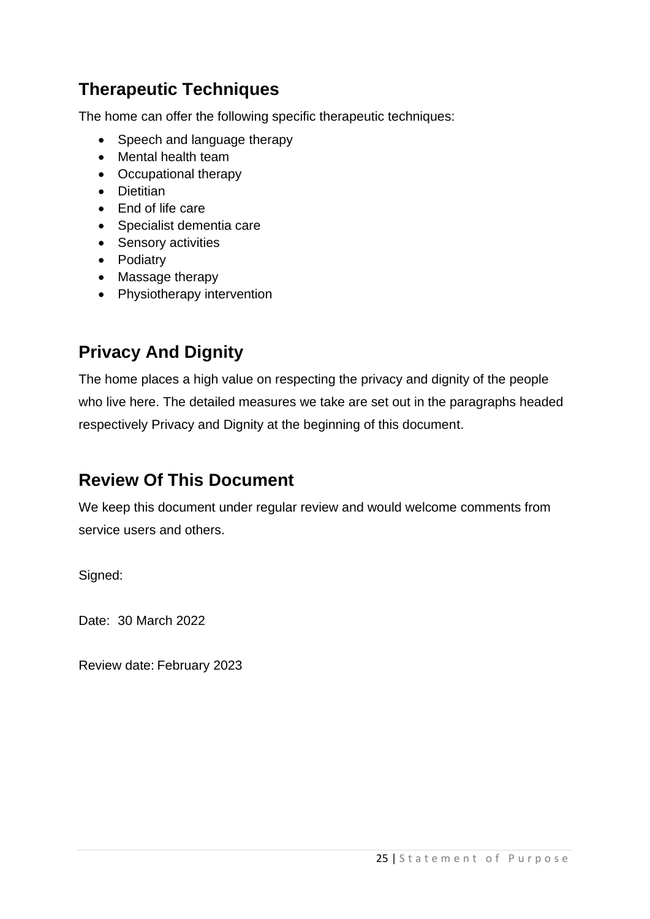## Therapeutic Techniques

The home can offer the following specific therapeutic techniques:

- Speech and language therapy
- Mental health team
- Occupational therapy
- Dietitian
- End of life care
- Specialist dementia care
- Sensory activities
- Podiatry
- Massage therapy
- Physiotherapy intervention

## Privacy And Dignity

The home places a high value on respecting the privacy and dignity of the people who live here. The detailed measures we take are set out in the paragraphs headed respectively Privacy and Dignity at the beginning of this document.

## Review Of This Document

We keep this document under regular review and would welcome comments from service users and others.

Signed:

Date: 30 March 2022

Review date: February 2023